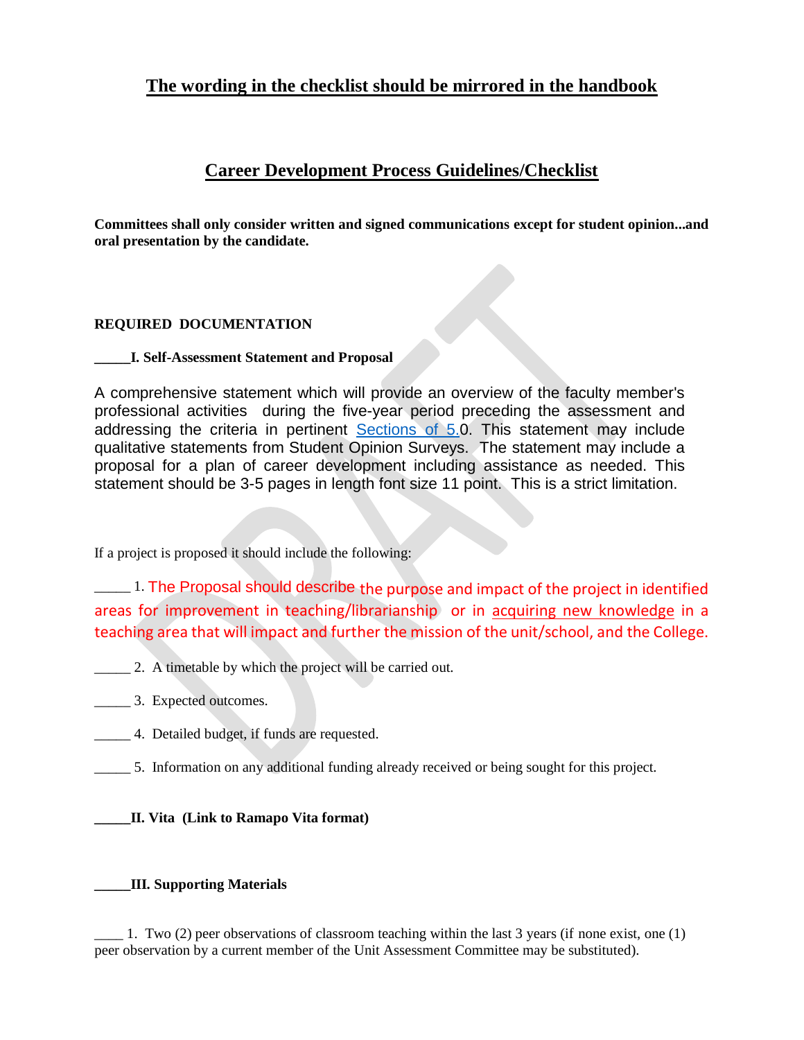# The wording in the checklist should be mirrored in the handbook

## Career Development Process Guidelines/Checklist

**Committees shall only consider written and signed communications except for student opinion...and oral presentation by the candidate.**

**REQUIRED DOCUMENTATION**

**_____I. Self-Assessment Statement and Proposal**

A comprehensive statement which will provide an overview of the faculty member's professional activities during the five-year period preceding the assessment and addressing the criteria in pertinent Sections of 5.0. This statement may include qualitative statements from Student Opinion Surveys. The statement may include a proposal for a plan of career development including assistance as needed. This statement should be 3-5 pages in length font size 11 point. This is a strict limitation.

If a project is proposed it should include the following:

_____ 1. The Proposal should describe the purpose and impact of the project in identified areas for improvement in teaching/librarianship or in acquiring new knowledge in a teaching area that will impact and further the mission of the unit/school, and the College.

_____ 2. A timetable by which the project will be carried out.

_____ 3. Expected outcomes.

_____ 4. Detailed budget, if funds are requested.

_____ 5. Information on any additional funding already received or being sought for this project.

**_____II. Vita (Link to Ramapo Vita format)**

**_____III. Supporting Materials**

____ 1. Two (2) peer observations of classroom teaching within the last 3 years (if none exist, one (1) peer observation by a current member of the Unit Assessment Committee may be substituted).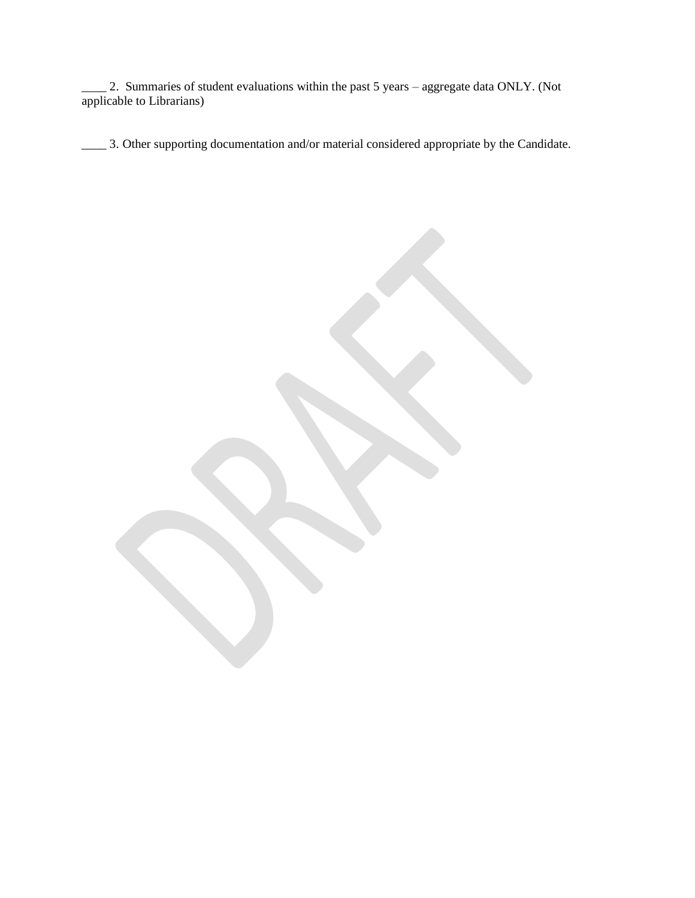____ 2. Summaries of student evaluations within the past 5 years – aggregate data ONLY. (Not applicable to Librarians)

____ 3. Other supporting documentation and/or material considered appropriate by the Candidate.